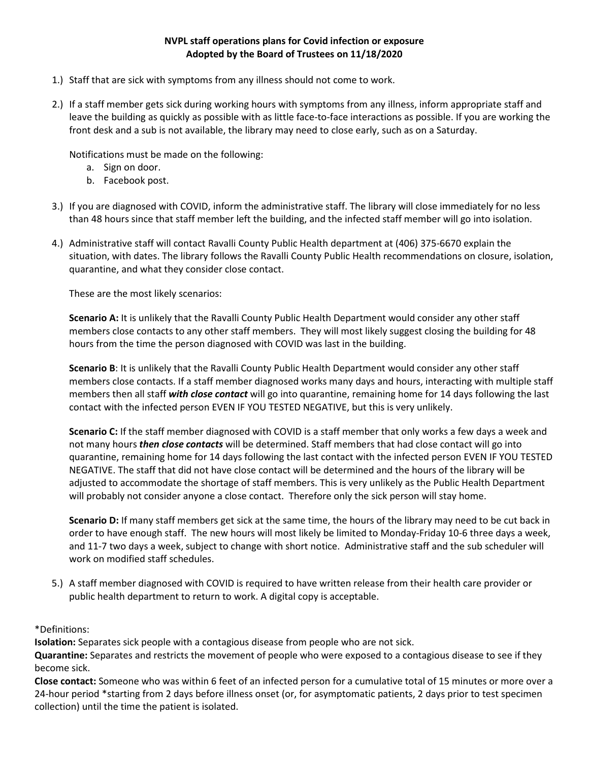**NVPL staff operations plans for Covid infection or exposure**
**Adopted by the Board of Trustees on 11/18/2020**

1.) Staff that are sick with symptoms from any illness should not come to work.

2.) If a staff member gets sick during working hours with symptoms from any illness, inform appropriate staff and leave the building as quickly as possible with as little face-to-face interactions as possible. If you are working the front desk and a sub is not available, the library may need to close early, such as on a Saturday.

   Notifications must be made on the following:
   a. Sign on door.
   b. Facebook post.

3.) If you are diagnosed with COVID, inform the administrative staff. The library will close immediately for no less than 48 hours since that staff member left the building, and the infected staff member will go into isolation.

4.) Administrative staff will contact Ravalli County Public Health department at (406) 375-6670 explain the situation, with dates. The library follows the Ravalli County Public Health recommendations on closure, isolation, quarantine, and what they consider close contact.

   These are the most likely scenarios:

   **Scenario A:** It is unlikely that the Ravalli County Public Health Department would consider any other staff members close contacts to any other staff members. They will most likely suggest closing the building for 48 hours from the time the person diagnosed with COVID was last in the building.

   **Scenario B**: It is unlikely that the Ravalli County Public Health Department would consider any other staff members close contacts. If a staff member diagnosed works many days and hours, interacting with multiple staff members then all staff ***with close contact*** will go into quarantine, remaining home for 14 days following the last contact with the infected person EVEN IF YOU TESTED NEGATIVE, but this is very unlikely.

   **Scenario C:** If the staff member diagnosed with COVID is a staff member that only works a few days a week and not many hours ***then close contacts*** will be determined. Staff members that had close contact will go into quarantine, remaining home for 14 days following the last contact with the infected person EVEN IF YOU TESTED NEGATIVE. The staff that did not have close contact will be determined and the hours of the library will be adjusted to accommodate the shortage of staff members. This is very unlikely as the Public Health Department will probably not consider anyone a close contact. Therefore only the sick person will stay home.

   **Scenario D:** If many staff members get sick at the same time, the hours of the library may need to be cut back in order to have enough staff. The new hours will most likely be limited to Monday-Friday 10-6 three days a week, and 11-7 two days a week, subject to change with short notice. Administrative staff and the sub scheduler will work on modified staff schedules.

5.) A staff member diagnosed with COVID is required to have written release from their health care provider or public health department to return to work. A digital copy is acceptable.

*Definitions:

**Isolation:** Separates sick people with a contagious disease from people who are not sick.

**Quarantine:** Separates and restricts the movement of people who were exposed to a contagious disease to see if they become sick.

**Close contact:** Someone who was within 6 feet of an infected person for a cumulative total of 15 minutes or more over a 24-hour period *starting from 2 days before illness onset (or, for asymptomatic patients, 2 days prior to test specimen collection) until the time the patient is isolated.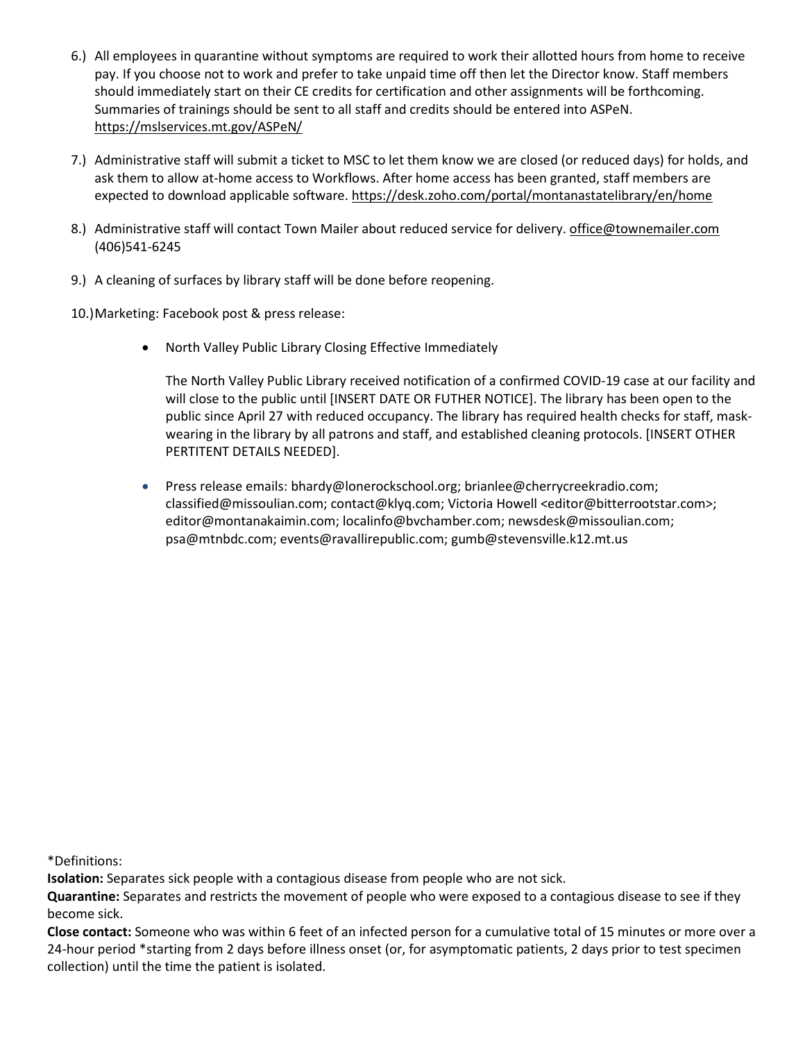6.) All employees in quarantine without symptoms are required to work their allotted hours from home to receive pay. If you choose not to work and prefer to take unpaid time off then let the Director know. Staff members should immediately start on their CE credits for certification and other assignments will be forthcoming. Summaries of trainings should be sent to all staff and credits should be entered into ASPeN. https://mslservices.mt.gov/ASPeN/

7.) Administrative staff will submit a ticket to MSC to let them know we are closed (or reduced days) for holds, and ask them to allow at-home access to Workflows. After home access has been granted, staff members are expected to download applicable software. https://desk.zoho.com/portal/montanastatelibrary/en/home

8.) Administrative staff will contact Town Mailer about reduced service for delivery. office@townemailer.com (406)541-6245

9.) A cleaning of surfaces by library staff will be done before reopening.

10.) Marketing: Facebook post & press release:

- North Valley Public Library Closing Effective Immediately

  The North Valley Public Library received notification of a confirmed COVID-19 case at our facility and will close to the public until [INSERT DATE OR FUTHER NOTICE]. The library has been open to the public since April 27 with reduced occupancy. The library has required health checks for staff, mask-wearing in the library by all patrons and staff, and established cleaning protocols. [INSERT OTHER PERTITENT DETAILS NEEDED].

- Press release emails: bhardy@lonerockschool.org; brianlee@cherrycreekradio.com; classified@missoulian.com; contact@klyq.com; Victoria Howell <editor@bitterrootstar.com>; editor@montanakaimin.com; localinfo@bvchamber.com; newsdesk@missoulian.com; psa@mtnbdc.com; events@ravallirepublic.com; gumb@stevensville.k12.mt.us

*Definitions:

**Isolation:** Separates sick people with a contagious disease from people who are not sick.

**Quarantine:** Separates and restricts the movement of people who were exposed to a contagious disease to see if they become sick.

**Close contact:** Someone who was within 6 feet of an infected person for a cumulative total of 15 minutes or more over a 24-hour period *starting from 2 days before illness onset (or, for asymptomatic patients, 2 days prior to test specimen collection) until the time the patient is isolated.